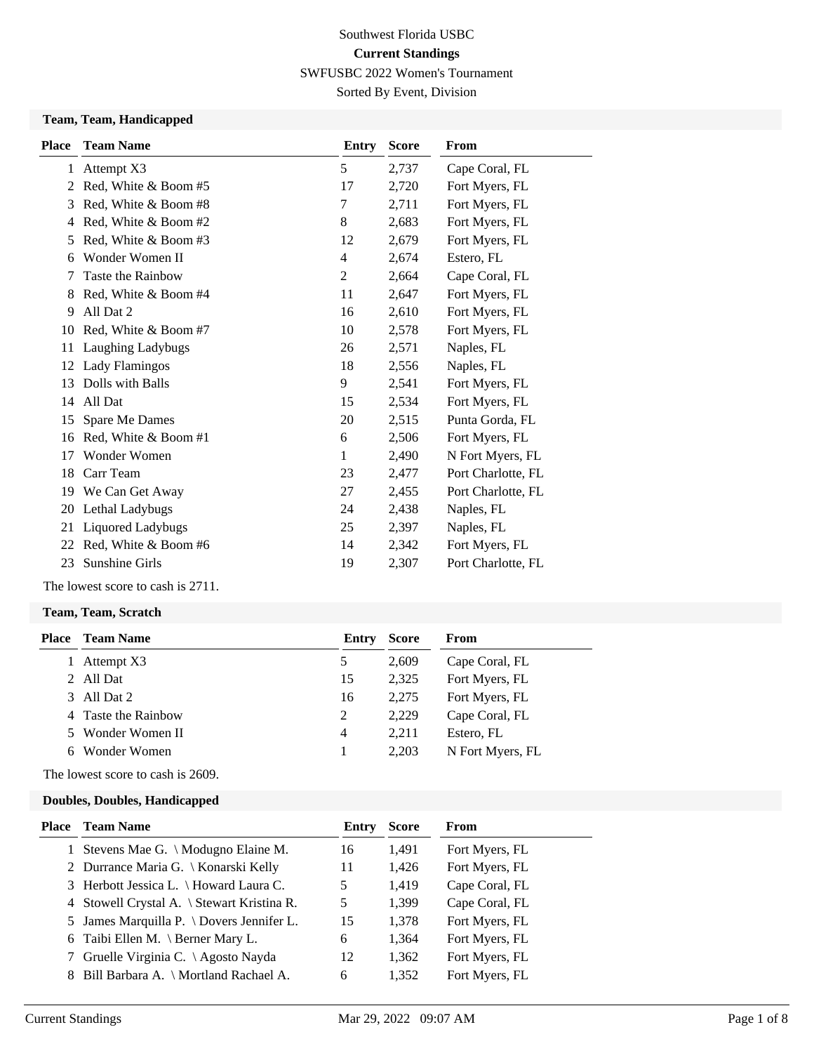Southwest Florida USBC

**Current Standings**

SWFUSBC 2022 Women's Tournament

Sorted By Event, Division

### Team, Team, Handicapped

| Place | Team Name | Entry | Score | From |
|---|---|---|---|---|
| 1 | Attempt X3 | 5 | 2,737 | Cape Coral, FL |
| 2 | Red, White & Boom #5 | 17 | 2,720 | Fort Myers, FL |
| 3 | Red, White & Boom #8 | 7 | 2,711 | Fort Myers, FL |
| 4 | Red, White & Boom #2 | 8 | 2,683 | Fort Myers, FL |
| 5 | Red, White & Boom #3 | 12 | 2,679 | Fort Myers, FL |
| 6 | Wonder Women II | 4 | 2,674 | Estero, FL |
| 7 | Taste the Rainbow | 2 | 2,664 | Cape Coral, FL |
| 8 | Red, White & Boom #4 | 11 | 2,647 | Fort Myers, FL |
| 9 | All Dat 2 | 16 | 2,610 | Fort Myers, FL |
| 10 | Red, White & Boom #7 | 10 | 2,578 | Fort Myers, FL |
| 11 | Laughing Ladybugs | 26 | 2,571 | Naples, FL |
| 12 | Lady Flamingos | 18 | 2,556 | Naples, FL |
| 13 | Dolls with Balls | 9 | 2,541 | Fort Myers, FL |
| 14 | All Dat | 15 | 2,534 | Fort Myers, FL |
| 15 | Spare Me Dames | 20 | 2,515 | Punta Gorda, FL |
| 16 | Red, White & Boom #1 | 6 | 2,506 | Fort Myers, FL |
| 17 | Wonder Women | 1 | 2,490 | N Fort Myers, FL |
| 18 | Carr Team | 23 | 2,477 | Port Charlotte, FL |
| 19 | We Can Get Away | 27 | 2,455 | Port Charlotte, FL |
| 20 | Lethal Ladybugs | 24 | 2,438 | Naples, FL |
| 21 | Liquored Ladybugs | 25 | 2,397 | Naples, FL |
| 22 | Red, White & Boom #6 | 14 | 2,342 | Fort Myers, FL |
| 23 | Sunshine Girls | 19 | 2,307 | Port Charlotte, FL |

The lowest score to cash is 2711.

### Team, Team, Scratch

| Place | Team Name | Entry | Score | From |
|---|---|---|---|---|
| 1 | Attempt X3 | 5 | 2,609 | Cape Coral, FL |
| 2 | All Dat | 15 | 2,325 | Fort Myers, FL |
| 3 | All Dat 2 | 16 | 2,275 | Fort Myers, FL |
| 4 | Taste the Rainbow | 2 | 2,229 | Cape Coral, FL |
| 5 | Wonder Women II | 4 | 2,211 | Estero, FL |
| 6 | Wonder Women | 1 | 2,203 | N Fort Myers, FL |

The lowest score to cash is 2609.

### Doubles, Doubles, Handicapped

| Place | Team Name | Entry | Score | From |
|---|---|---|---|---|
| 1 | Stevens Mae G. \ Modugno Elaine M. | 16 | 1,491 | Fort Myers, FL |
| 2 | Durrance Maria G. \ Konarski Kelly | 11 | 1,426 | Fort Myers, FL |
| 3 | Herbott Jessica L. \ Howard Laura C. | 5 | 1,419 | Cape Coral, FL |
| 4 | Stowell Crystal A. \ Stewart Kristina R. | 5 | 1,399 | Cape Coral, FL |
| 5 | James Marquilla P. \ Dovers Jennifer L. | 15 | 1,378 | Fort Myers, FL |
| 6 | Taibi Ellen M. \ Berner Mary L. | 6 | 1,364 | Fort Myers, FL |
| 7 | Gruelle Virginia C. \ Agosto Nayda | 12 | 1,362 | Fort Myers, FL |
| 8 | Bill Barbara A. \ Mortland Rachael A. | 6 | 1,352 | Fort Myers, FL |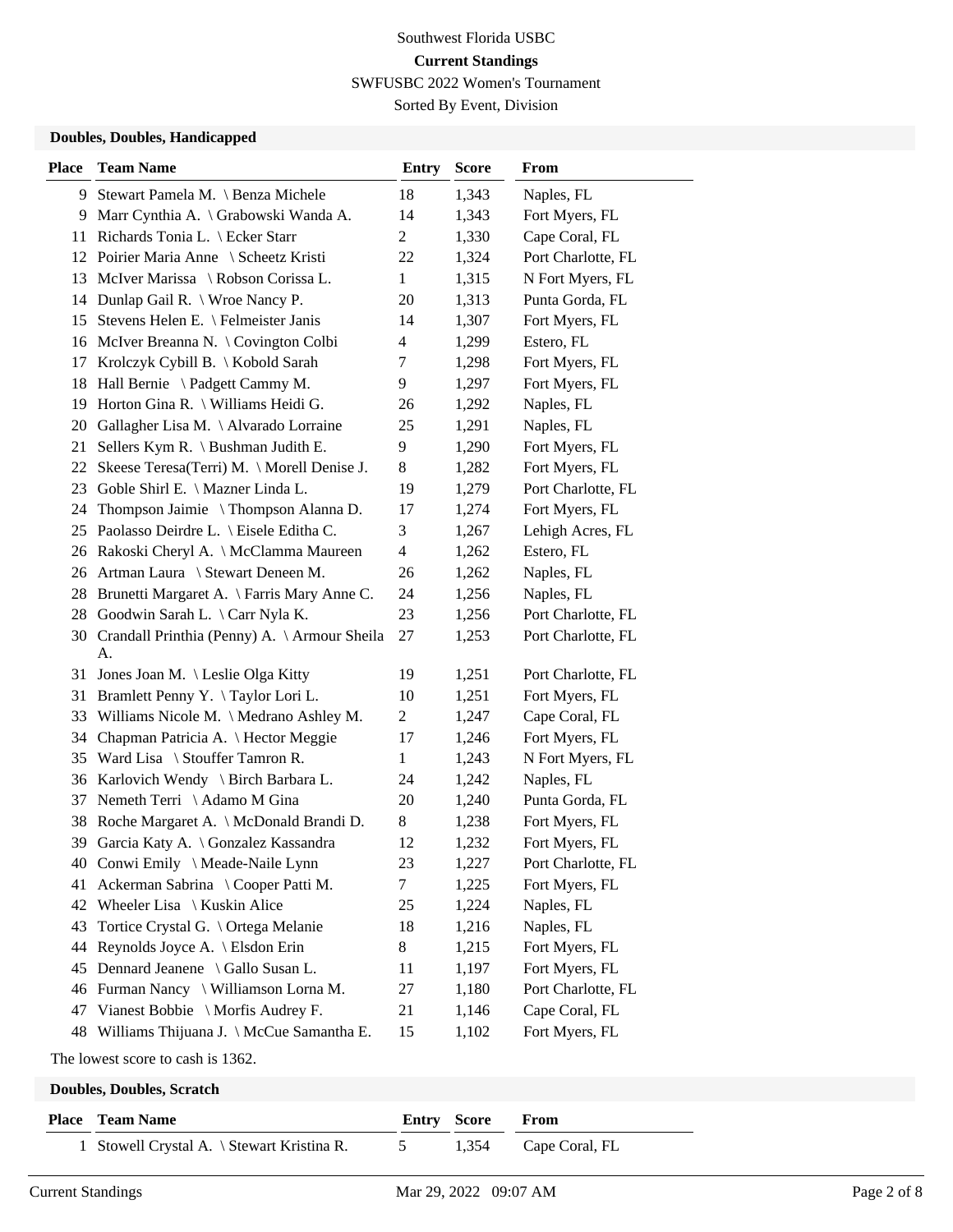Southwest Florida USBC

**Current Standings**

SWFUSBC 2022 Women's Tournament

Sorted By Event, Division

### Doubles, Doubles, Handicapped

| Place | Team Name | Entry | Score | From |
|---|---|---|---|---|
| 9 | Stewart Pamela M. \ Benza Michele | 18 | 1,343 | Naples, FL |
| 9 | Marr Cynthia A. \ Grabowski Wanda A. | 14 | 1,343 | Fort Myers, FL |
| 11 | Richards Tonia L. \ Ecker Starr | 2 | 1,330 | Cape Coral, FL |
| 12 | Poirier Maria Anne \ Scheetz Kristi | 22 | 1,324 | Port Charlotte, FL |
| 13 | McIver Marissa \ Robson Corissa L. | 1 | 1,315 | N Fort Myers, FL |
| 14 | Dunlap Gail R. \ Wroe Nancy P. | 20 | 1,313 | Punta Gorda, FL |
| 15 | Stevens Helen E. \ Felmeister Janis | 14 | 1,307 | Fort Myers, FL |
| 16 | McIver Breanna N. \ Covington Colbi | 4 | 1,299 | Estero, FL |
| 17 | Krolczyk Cybill B. \ Kobold Sarah | 7 | 1,298 | Fort Myers, FL |
| 18 | Hall Bernie \ Padgett Cammy M. | 9 | 1,297 | Fort Myers, FL |
| 19 | Horton Gina R. \ Williams Heidi G. | 26 | 1,292 | Naples, FL |
| 20 | Gallagher Lisa M. \ Alvarado Lorraine | 25 | 1,291 | Naples, FL |
| 21 | Sellers Kym R. \ Bushman Judith E. | 9 | 1,290 | Fort Myers, FL |
| 22 | Skeese Teresa(Terri) M. \ Morell Denise J. | 8 | 1,282 | Fort Myers, FL |
| 23 | Goble Shirl E. \ Mazner Linda L. | 19 | 1,279 | Port Charlotte, FL |
| 24 | Thompson Jaimie \ Thompson Alanna D. | 17 | 1,274 | Fort Myers, FL |
| 25 | Paolasso Deirdre L. \ Eisele Editha C. | 3 | 1,267 | Lehigh Acres, FL |
| 26 | Rakoski Cheryl A. \ McClamma Maureen | 4 | 1,262 | Estero, FL |
| 26 | Artman Laura \ Stewart Deneen M. | 26 | 1,262 | Naples, FL |
| 28 | Brunetti Margaret A. \ Farris Mary Anne C. | 24 | 1,256 | Naples, FL |
| 28 | Goodwin Sarah L. \ Carr Nyla K. | 23 | 1,256 | Port Charlotte, FL |
| 30 | Crandall Printhia (Penny) A. \ Armour Sheila A. | 27 | 1,253 | Port Charlotte, FL |
| 31 | Jones Joan M. \ Leslie Olga Kitty | 19 | 1,251 | Port Charlotte, FL |
| 31 | Bramlett Penny Y. \ Taylor Lori L. | 10 | 1,251 | Fort Myers, FL |
| 33 | Williams Nicole M. \ Medrano Ashley M. | 2 | 1,247 | Cape Coral, FL |
| 34 | Chapman Patricia A. \ Hector Meggie | 17 | 1,246 | Fort Myers, FL |
| 35 | Ward Lisa \ Stouffer Tamron R. | 1 | 1,243 | N Fort Myers, FL |
| 36 | Karlovich Wendy \ Birch Barbara L. | 24 | 1,242 | Naples, FL |
| 37 | Nemeth Terri \ Adamo M Gina | 20 | 1,240 | Punta Gorda, FL |
| 38 | Roche Margaret A. \ McDonald Brandi D. | 8 | 1,238 | Fort Myers, FL |
| 39 | Garcia Katy A. \ Gonzalez Kassandra | 12 | 1,232 | Fort Myers, FL |
| 40 | Conwi Emily \ Meade-Naile Lynn | 23 | 1,227 | Port Charlotte, FL |
| 41 | Ackerman Sabrina \ Cooper Patti M. | 7 | 1,225 | Fort Myers, FL |
| 42 | Wheeler Lisa \ Kuskin Alice | 25 | 1,224 | Naples, FL |
| 43 | Tortice Crystal G. \ Ortega Melanie | 18 | 1,216 | Naples, FL |
| 44 | Reynolds Joyce A. \ Elsdon Erin | 8 | 1,215 | Fort Myers, FL |
| 45 | Dennard Jeanene \ Gallo Susan L. | 11 | 1,197 | Fort Myers, FL |
| 46 | Furman Nancy \ Williamson Lorna M. | 27 | 1,180 | Port Charlotte, FL |
| 47 | Vianest Bobbie \ Morfis Audrey F. | 21 | 1,146 | Cape Coral, FL |
| 48 | Williams Thijuana J. \ McCue Samantha E. | 15 | 1,102 | Fort Myers, FL |

The lowest score to cash is 1362.

### Doubles, Doubles, Scratch

| Place | Team Name | Entry | Score | From |
|---|---|---|---|---|
| 1 | Stowell Crystal A. \ Stewart Kristina R. | 5 | 1,354 | Cape Coral, FL |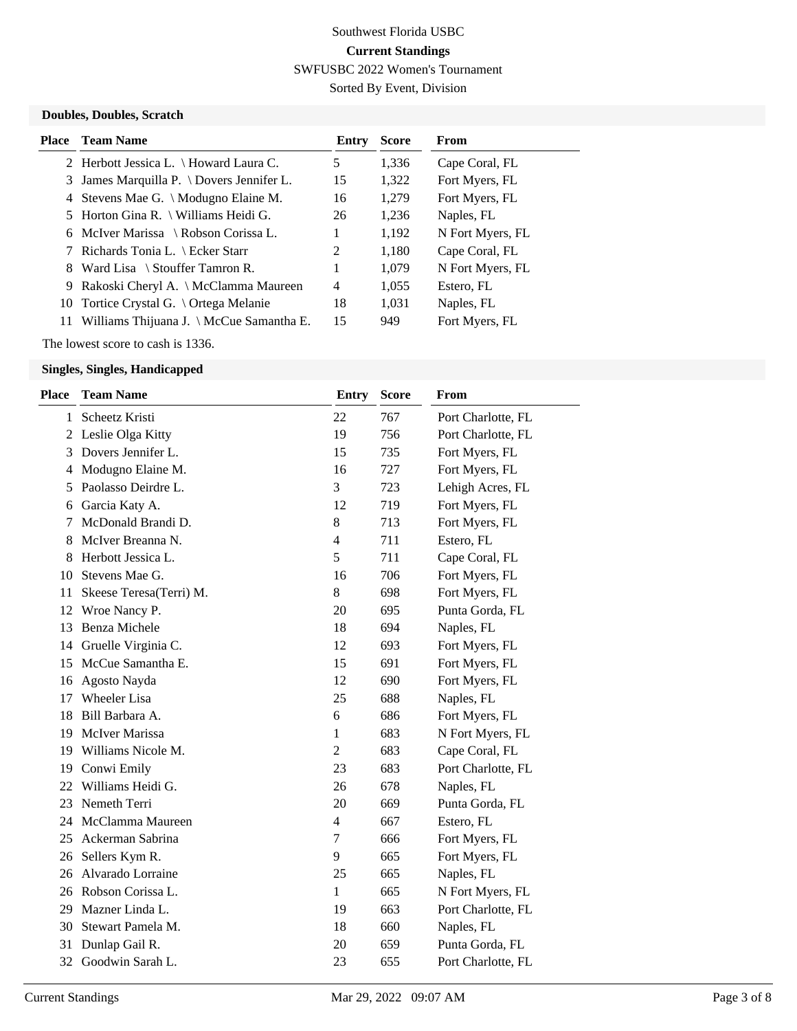Southwest Florida USBC

**Current Standings**

SWFUSBC 2022 Women's Tournament

Sorted By Event, Division

### Doubles, Doubles, Scratch

| Place | Team Name | Entry | Score | From |
|---|---|---|---|---|
| 2 | Herbott Jessica L. \ Howard Laura C. | 5 | 1,336 | Cape Coral, FL |
| 3 | James Marquilla P. \ Dovers Jennifer L. | 15 | 1,322 | Fort Myers, FL |
| 4 | Stevens Mae G. \ Modugno Elaine M. | 16 | 1,279 | Fort Myers, FL |
| 5 | Horton Gina R. \ Williams Heidi G. | 26 | 1,236 | Naples, FL |
| 6 | McIver Marissa \ Robson Corissa L. | 1 | 1,192 | N Fort Myers, FL |
| 7 | Richards Tonia L. \ Ecker Starr | 2 | 1,180 | Cape Coral, FL |
| 8 | Ward Lisa \ Stouffer Tamron R. | 1 | 1,079 | N Fort Myers, FL |
| 9 | Rakoski Cheryl A. \ McClamma Maureen | 4 | 1,055 | Estero, FL |
| 10 | Tortice Crystal G. \ Ortega Melanie | 18 | 1,031 | Naples, FL |
| 11 | Williams Thijuana J. \ McCue Samantha E. | 15 | 949 | Fort Myers, FL |

The lowest score to cash is 1336.

### Singles, Singles, Handicapped

| Place | Team Name | Entry | Score | From |
|---|---|---|---|---|
| 1 | Scheetz Kristi | 22 | 767 | Port Charlotte, FL |
| 2 | Leslie Olga Kitty | 19 | 756 | Port Charlotte, FL |
| 3 | Dovers Jennifer L. | 15 | 735 | Fort Myers, FL |
| 4 | Modugno Elaine M. | 16 | 727 | Fort Myers, FL |
| 5 | Paolasso Deirdre L. | 3 | 723 | Lehigh Acres, FL |
| 6 | Garcia Katy A. | 12 | 719 | Fort Myers, FL |
| 7 | McDonald Brandi D. | 8 | 713 | Fort Myers, FL |
| 8 | McIver Breanna N. | 4 | 711 | Estero, FL |
| 8 | Herbott Jessica L. | 5 | 711 | Cape Coral, FL |
| 10 | Stevens Mae G. | 16 | 706 | Fort Myers, FL |
| 11 | Skeese Teresa(Terri) M. | 8 | 698 | Fort Myers, FL |
| 12 | Wroe Nancy P. | 20 | 695 | Punta Gorda, FL |
| 13 | Benza Michele | 18 | 694 | Naples, FL |
| 14 | Gruelle Virginia C. | 12 | 693 | Fort Myers, FL |
| 15 | McCue Samantha E. | 15 | 691 | Fort Myers, FL |
| 16 | Agosto Nayda | 12 | 690 | Fort Myers, FL |
| 17 | Wheeler Lisa | 25 | 688 | Naples, FL |
| 18 | Bill Barbara A. | 6 | 686 | Fort Myers, FL |
| 19 | McIver Marissa | 1 | 683 | N Fort Myers, FL |
| 19 | Williams Nicole M. | 2 | 683 | Cape Coral, FL |
| 19 | Conwi Emily | 23 | 683 | Port Charlotte, FL |
| 22 | Williams Heidi G. | 26 | 678 | Naples, FL |
| 23 | Nemeth Terri | 20 | 669 | Punta Gorda, FL |
| 24 | McClamma Maureen | 4 | 667 | Estero, FL |
| 25 | Ackerman Sabrina | 7 | 666 | Fort Myers, FL |
| 26 | Sellers Kym R. | 9 | 665 | Fort Myers, FL |
| 26 | Alvarado Lorraine | 25 | 665 | Naples, FL |
| 26 | Robson Corissa L. | 1 | 665 | N Fort Myers, FL |
| 29 | Mazner Linda L. | 19 | 663 | Port Charlotte, FL |
| 30 | Stewart Pamela M. | 18 | 660 | Naples, FL |
| 31 | Dunlap Gail R. | 20 | 659 | Punta Gorda, FL |
| 32 | Goodwin Sarah L. | 23 | 655 | Port Charlotte, FL |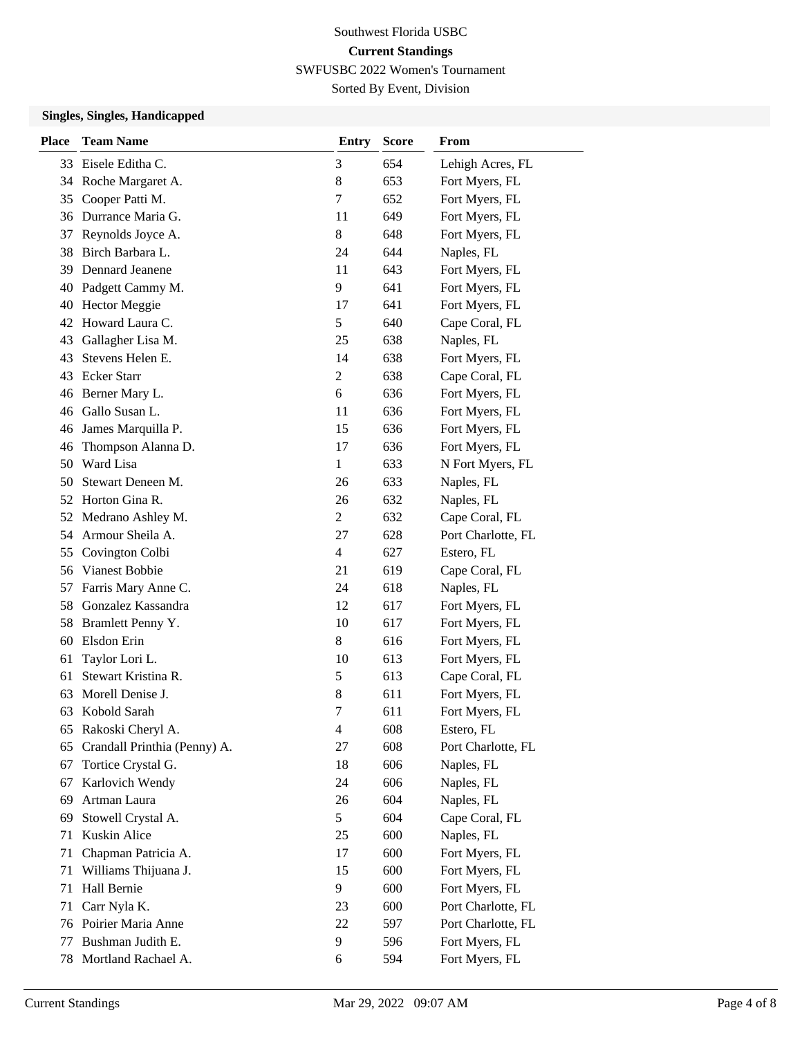Southwest Florida USBC

**Current Standings**

SWFUSBC 2022 Women's Tournament

Sorted By Event, Division

### Singles, Singles, Handicapped

| Place | Team Name | Entry | Score | From |
|---|---|---|---|---|
| 33 | Eisele Editha C. | 3 | 654 | Lehigh Acres, FL |
| 34 | Roche Margaret A. | 8 | 653 | Fort Myers, FL |
| 35 | Cooper Patti M. | 7 | 652 | Fort Myers, FL |
| 36 | Durrance Maria G. | 11 | 649 | Fort Myers, FL |
| 37 | Reynolds Joyce A. | 8 | 648 | Fort Myers, FL |
| 38 | Birch Barbara L. | 24 | 644 | Naples, FL |
| 39 | Dennard Jeanene | 11 | 643 | Fort Myers, FL |
| 40 | Padgett Cammy M. | 9 | 641 | Fort Myers, FL |
| 40 | Hector Meggie | 17 | 641 | Fort Myers, FL |
| 42 | Howard Laura C. | 5 | 640 | Cape Coral, FL |
| 43 | Gallagher Lisa M. | 25 | 638 | Naples, FL |
| 43 | Stevens Helen E. | 14 | 638 | Fort Myers, FL |
| 43 | Ecker Starr | 2 | 638 | Cape Coral, FL |
| 46 | Berner Mary L. | 6 | 636 | Fort Myers, FL |
| 46 | Gallo Susan L. | 11 | 636 | Fort Myers, FL |
| 46 | James Marquilla P. | 15 | 636 | Fort Myers, FL |
| 46 | Thompson Alanna D. | 17 | 636 | Fort Myers, FL |
| 50 | Ward Lisa | 1 | 633 | N Fort Myers, FL |
| 50 | Stewart Deneen M. | 26 | 633 | Naples, FL |
| 52 | Horton Gina R. | 26 | 632 | Naples, FL |
| 52 | Medrano Ashley M. | 2 | 632 | Cape Coral, FL |
| 54 | Armour Sheila A. | 27 | 628 | Port Charlotte, FL |
| 55 | Covington Colbi | 4 | 627 | Estero, FL |
| 56 | Vianest Bobbie | 21 | 619 | Cape Coral, FL |
| 57 | Farris Mary Anne C. | 24 | 618 | Naples, FL |
| 58 | Gonzalez Kassandra | 12 | 617 | Fort Myers, FL |
| 58 | Bramlett Penny Y. | 10 | 617 | Fort Myers, FL |
| 60 | Elsdon Erin | 8 | 616 | Fort Myers, FL |
| 61 | Taylor Lori L. | 10 | 613 | Fort Myers, FL |
| 61 | Stewart Kristina R. | 5 | 613 | Cape Coral, FL |
| 63 | Morell Denise J. | 8 | 611 | Fort Myers, FL |
| 63 | Kobold Sarah | 7 | 611 | Fort Myers, FL |
| 65 | Rakoski Cheryl A. | 4 | 608 | Estero, FL |
| 65 | Crandall Printhia (Penny) A. | 27 | 608 | Port Charlotte, FL |
| 67 | Tortice Crystal G. | 18 | 606 | Naples, FL |
| 67 | Karlovich Wendy | 24 | 606 | Naples, FL |
| 69 | Artman Laura | 26 | 604 | Naples, FL |
| 69 | Stowell Crystal A. | 5 | 604 | Cape Coral, FL |
| 71 | Kuskin Alice | 25 | 600 | Naples, FL |
| 71 | Chapman Patricia A. | 17 | 600 | Fort Myers, FL |
| 71 | Williams Thijuana J. | 15 | 600 | Fort Myers, FL |
| 71 | Hall Bernie | 9 | 600 | Fort Myers, FL |
| 71 | Carr Nyla K. | 23 | 600 | Port Charlotte, FL |
| 76 | Poirier Maria Anne | 22 | 597 | Port Charlotte, FL |
| 77 | Bushman Judith E. | 9 | 596 | Fort Myers, FL |
| 78 | Mortland Rachael A. | 6 | 594 | Fort Myers, FL |

Current Standings Mar 29, 2022 09:07 AM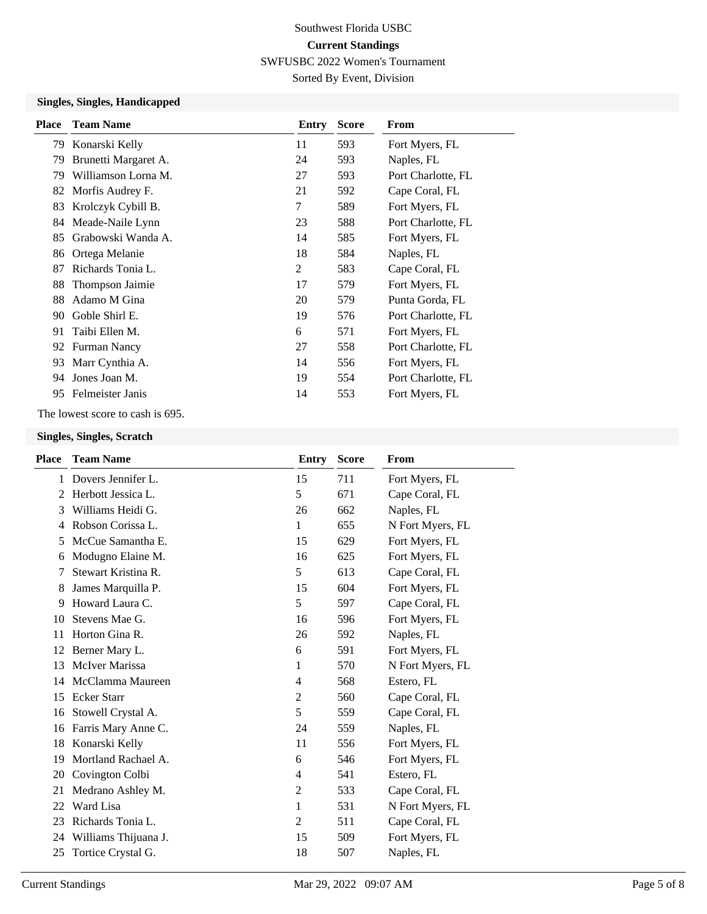Southwest Florida USBC

**Current Standings**

SWFUSBC 2022 Women's Tournament

Sorted By Event, Division

### Singles, Singles, Handicapped

| Place | Team Name | Entry | Score | From |
|---|---|---|---|---|
| 79 | Konarski Kelly | 11 | 593 | Fort Myers, FL |
| 79 | Brunetti Margaret A. | 24 | 593 | Naples, FL |
| 79 | Williamson Lorna M. | 27 | 593 | Port Charlotte, FL |
| 82 | Morfis Audrey F. | 21 | 592 | Cape Coral, FL |
| 83 | Krolczyk Cybill B. | 7 | 589 | Fort Myers, FL |
| 84 | Meade-Naile Lynn | 23 | 588 | Port Charlotte, FL |
| 85 | Grabowski Wanda A. | 14 | 585 | Fort Myers, FL |
| 86 | Ortega Melanie | 18 | 584 | Naples, FL |
| 87 | Richards Tonia L. | 2 | 583 | Cape Coral, FL |
| 88 | Thompson Jaimie | 17 | 579 | Fort Myers, FL |
| 88 | Adamo M Gina | 20 | 579 | Punta Gorda, FL |
| 90 | Goble Shirl E. | 19 | 576 | Port Charlotte, FL |
| 91 | Taibi Ellen M. | 6 | 571 | Fort Myers, FL |
| 92 | Furman Nancy | 27 | 558 | Port Charlotte, FL |
| 93 | Marr Cynthia A. | 14 | 556 | Fort Myers, FL |
| 94 | Jones Joan M. | 19 | 554 | Port Charlotte, FL |
| 95 | Felmeister Janis | 14 | 553 | Fort Myers, FL |

The lowest score to cash is 695.

### Singles, Singles, Scratch

| Place | Team Name | Entry | Score | From |
|---|---|---|---|---|
| 1 | Dovers Jennifer L. | 15 | 711 | Fort Myers, FL |
| 2 | Herbott Jessica L. | 5 | 671 | Cape Coral, FL |
| 3 | Williams Heidi G. | 26 | 662 | Naples, FL |
| 4 | Robson Corissa L. | 1 | 655 | N Fort Myers, FL |
| 5 | McCue Samantha E. | 15 | 629 | Fort Myers, FL |
| 6 | Modugno Elaine M. | 16 | 625 | Fort Myers, FL |
| 7 | Stewart Kristina R. | 5 | 613 | Cape Coral, FL |
| 8 | James Marquilla P. | 15 | 604 | Fort Myers, FL |
| 9 | Howard Laura C. | 5 | 597 | Cape Coral, FL |
| 10 | Stevens Mae G. | 16 | 596 | Fort Myers, FL |
| 11 | Horton Gina R. | 26 | 592 | Naples, FL |
| 12 | Berner Mary L. | 6 | 591 | Fort Myers, FL |
| 13 | McIver Marissa | 1 | 570 | N Fort Myers, FL |
| 14 | McClamma Maureen | 4 | 568 | Estero, FL |
| 15 | Ecker Starr | 2 | 560 | Cape Coral, FL |
| 16 | Stowell Crystal A. | 5 | 559 | Cape Coral, FL |
| 16 | Farris Mary Anne C. | 24 | 559 | Naples, FL |
| 18 | Konarski Kelly | 11 | 556 | Fort Myers, FL |
| 19 | Mortland Rachael A. | 6 | 546 | Fort Myers, FL |
| 20 | Covington Colbi | 4 | 541 | Estero, FL |
| 21 | Medrano Ashley M. | 2 | 533 | Cape Coral, FL |
| 22 | Ward Lisa | 1 | 531 | N Fort Myers, FL |
| 23 | Richards Tonia L. | 2 | 511 | Cape Coral, FL |
| 24 | Williams Thijuana J. | 15 | 509 | Fort Myers, FL |
| 25 | Tortice Crystal G. | 18 | 507 | Naples, FL |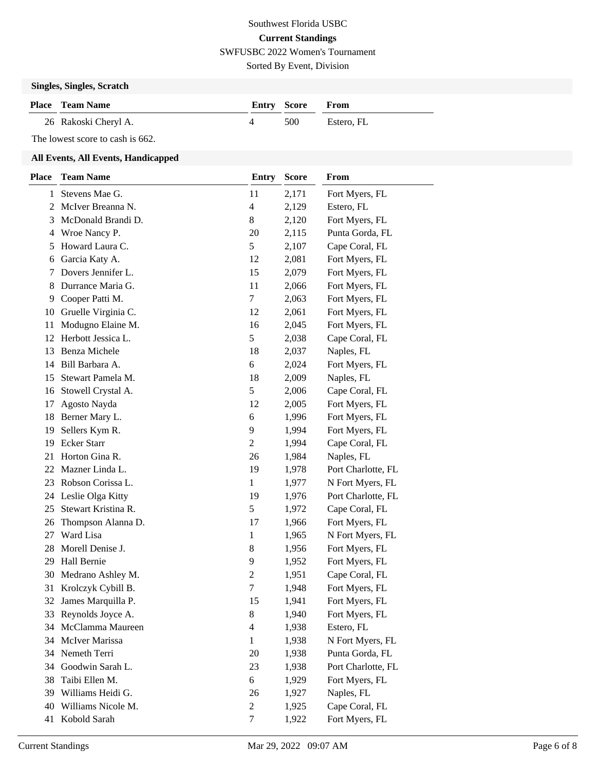Southwest Florida USBC

**Current Standings**

SWFUSBC 2022 Women's Tournament

Sorted By Event, Division

### Singles, Singles, Scratch

| Place | Team Name | Entry | Score | From |
|---|---|---|---|---|
| 26 | Rakoski Cheryl A. | 4 | 500 | Estero, FL |

The lowest score to cash is 662.

### All Events, All Events, Handicapped

| Place | Team Name | Entry | Score | From |
|---|---|---|---|---|
| 1 | Stevens Mae G. | 11 | 2,171 | Fort Myers, FL |
| 2 | McIver Breanna N. | 4 | 2,129 | Estero, FL |
| 3 | McDonald Brandi D. | 8 | 2,120 | Fort Myers, FL |
| 4 | Wroe Nancy P. | 20 | 2,115 | Punta Gorda, FL |
| 5 | Howard Laura C. | 5 | 2,107 | Cape Coral, FL |
| 6 | Garcia Katy A. | 12 | 2,081 | Fort Myers, FL |
| 7 | Dovers Jennifer L. | 15 | 2,079 | Fort Myers, FL |
| 8 | Durrance Maria G. | 11 | 2,066 | Fort Myers, FL |
| 9 | Cooper Patti M. | 7 | 2,063 | Fort Myers, FL |
| 10 | Gruelle Virginia C. | 12 | 2,061 | Fort Myers, FL |
| 11 | Modugno Elaine M. | 16 | 2,045 | Fort Myers, FL |
| 12 | Herbott Jessica L. | 5 | 2,038 | Cape Coral, FL |
| 13 | Benza Michele | 18 | 2,037 | Naples, FL |
| 14 | Bill Barbara A. | 6 | 2,024 | Fort Myers, FL |
| 15 | Stewart Pamela M. | 18 | 2,009 | Naples, FL |
| 16 | Stowell Crystal A. | 5 | 2,006 | Cape Coral, FL |
| 17 | Agosto Nayda | 12 | 2,005 | Fort Myers, FL |
| 18 | Berner Mary L. | 6 | 1,996 | Fort Myers, FL |
| 19 | Sellers Kym R. | 9 | 1,994 | Fort Myers, FL |
| 19 | Ecker Starr | 2 | 1,994 | Cape Coral, FL |
| 21 | Horton Gina R. | 26 | 1,984 | Naples, FL |
| 22 | Mazner Linda L. | 19 | 1,978 | Port Charlotte, FL |
| 23 | Robson Corissa L. | 1 | 1,977 | N Fort Myers, FL |
| 24 | Leslie Olga Kitty | 19 | 1,976 | Port Charlotte, FL |
| 25 | Stewart Kristina R. | 5 | 1,972 | Cape Coral, FL |
| 26 | Thompson Alanna D. | 17 | 1,966 | Fort Myers, FL |
| 27 | Ward Lisa | 1 | 1,965 | N Fort Myers, FL |
| 28 | Morell Denise J. | 8 | 1,956 | Fort Myers, FL |
| 29 | Hall Bernie | 9 | 1,952 | Fort Myers, FL |
| 30 | Medrano Ashley M. | 2 | 1,951 | Cape Coral, FL |
| 31 | Krolczyk Cybill B. | 7 | 1,948 | Fort Myers, FL |
| 32 | James Marquilla P. | 15 | 1,941 | Fort Myers, FL |
| 33 | Reynolds Joyce A. | 8 | 1,940 | Fort Myers, FL |
| 34 | McClamma Maureen | 4 | 1,938 | Estero, FL |
| 34 | McIver Marissa | 1 | 1,938 | N Fort Myers, FL |
| 34 | Nemeth Terri | 20 | 1,938 | Punta Gorda, FL |
| 34 | Goodwin Sarah L. | 23 | 1,938 | Port Charlotte, FL |
| 38 | Taibi Ellen M. | 6 | 1,929 | Fort Myers, FL |
| 39 | Williams Heidi G. | 26 | 1,927 | Naples, FL |
| 40 | Williams Nicole M. | 2 | 1,925 | Cape Coral, FL |
| 41 | Kobold Sarah | 7 | 1,922 | Fort Myers, FL |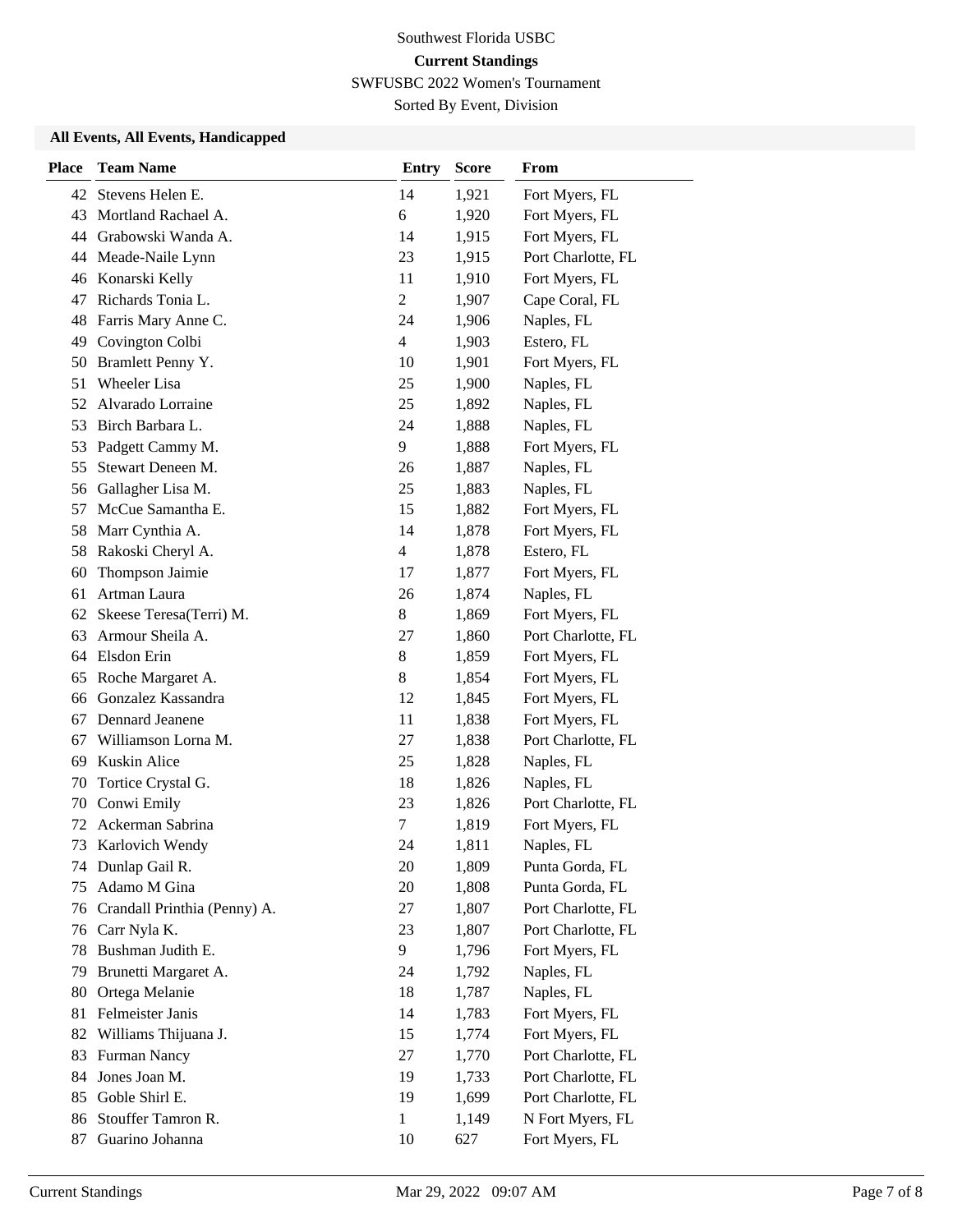Southwest Florida USBC

**Current Standings**

SWFUSBC 2022 Women's Tournament

Sorted By Event, Division

### All Events, All Events, Handicapped

| Place | Team Name | Entry | Score | From |
|---|---|---|---|---|
| 42 | Stevens Helen E. | 14 | 1,921 | Fort Myers, FL |
| 43 | Mortland Rachael A. | 6 | 1,920 | Fort Myers, FL |
| 44 | Grabowski Wanda A. | 14 | 1,915 | Fort Myers, FL |
| 44 | Meade-Naile Lynn | 23 | 1,915 | Port Charlotte, FL |
| 46 | Konarski Kelly | 11 | 1,910 | Fort Myers, FL |
| 47 | Richards Tonia L. | 2 | 1,907 | Cape Coral, FL |
| 48 | Farris Mary Anne C. | 24 | 1,906 | Naples, FL |
| 49 | Covington Colbi | 4 | 1,903 | Estero, FL |
| 50 | Bramlett Penny Y. | 10 | 1,901 | Fort Myers, FL |
| 51 | Wheeler Lisa | 25 | 1,900 | Naples, FL |
| 52 | Alvarado Lorraine | 25 | 1,892 | Naples, FL |
| 53 | Birch Barbara L. | 24 | 1,888 | Naples, FL |
| 53 | Padgett Cammy M. | 9 | 1,888 | Fort Myers, FL |
| 55 | Stewart Deneen M. | 26 | 1,887 | Naples, FL |
| 56 | Gallagher Lisa M. | 25 | 1,883 | Naples, FL |
| 57 | McCue Samantha E. | 15 | 1,882 | Fort Myers, FL |
| 58 | Marr Cynthia A. | 14 | 1,878 | Fort Myers, FL |
| 58 | Rakoski Cheryl A. | 4 | 1,878 | Estero, FL |
| 60 | Thompson Jaimie | 17 | 1,877 | Fort Myers, FL |
| 61 | Artman Laura | 26 | 1,874 | Naples, FL |
| 62 | Skeese Teresa(Terri) M. | 8 | 1,869 | Fort Myers, FL |
| 63 | Armour Sheila A. | 27 | 1,860 | Port Charlotte, FL |
| 64 | Elsdon Erin | 8 | 1,859 | Fort Myers, FL |
| 65 | Roche Margaret A. | 8 | 1,854 | Fort Myers, FL |
| 66 | Gonzalez Kassandra | 12 | 1,845 | Fort Myers, FL |
| 67 | Dennard Jeanene | 11 | 1,838 | Fort Myers, FL |
| 67 | Williamson Lorna M. | 27 | 1,838 | Port Charlotte, FL |
| 69 | Kuskin Alice | 25 | 1,828 | Naples, FL |
| 70 | Tortice Crystal G. | 18 | 1,826 | Naples, FL |
| 70 | Conwi Emily | 23 | 1,826 | Port Charlotte, FL |
| 72 | Ackerman Sabrina | 7 | 1,819 | Fort Myers, FL |
| 73 | Karlovich Wendy | 24 | 1,811 | Naples, FL |
| 74 | Dunlap Gail R. | 20 | 1,809 | Punta Gorda, FL |
| 75 | Adamo M Gina | 20 | 1,808 | Punta Gorda, FL |
| 76 | Crandall Printhia (Penny) A. | 27 | 1,807 | Port Charlotte, FL |
| 76 | Carr Nyla K. | 23 | 1,807 | Port Charlotte, FL |
| 78 | Bushman Judith E. | 9 | 1,796 | Fort Myers, FL |
| 79 | Brunetti Margaret A. | 24 | 1,792 | Naples, FL |
| 80 | Ortega Melanie | 18 | 1,787 | Naples, FL |
| 81 | Felmeister Janis | 14 | 1,783 | Fort Myers, FL |
| 82 | Williams Thijuana J. | 15 | 1,774 | Fort Myers, FL |
| 83 | Furman Nancy | 27 | 1,770 | Port Charlotte, FL |
| 84 | Jones Joan M. | 19 | 1,733 | Port Charlotte, FL |
| 85 | Goble Shirl E. | 19 | 1,699 | Port Charlotte, FL |
| 86 | Stouffer Tamron R. | 1 | 1,149 | N Fort Myers, FL |
| 87 | Guarino Johanna | 10 | 627 | Fort Myers, FL |

Current Standings    Mar 29, 2022 09:07 AM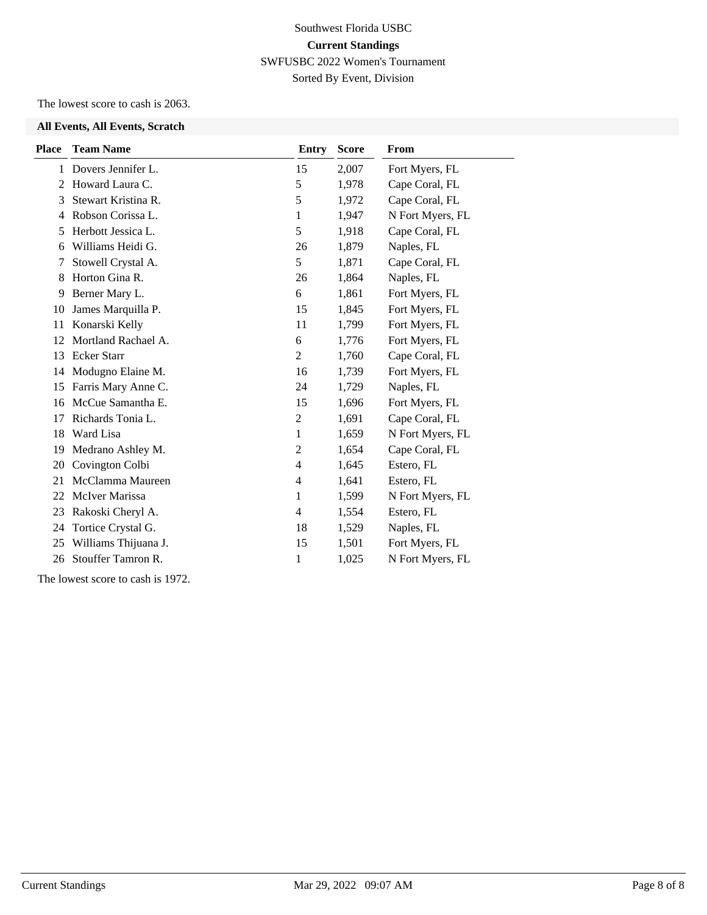Southwest Florida USBC

**Current Standings**

SWFUSBC 2022 Women's Tournament

Sorted By Event, Division

The lowest score to cash is 2063.

**All Events, All Events, Scratch**

| Place | Team Name | Entry | Score | From |
|---|---|---|---|---|
| 1 | Dovers Jennifer L. | 15 | 2,007 | Fort Myers, FL |
| 2 | Howard Laura C. | 5 | 1,978 | Cape Coral, FL |
| 3 | Stewart Kristina R. | 5 | 1,972 | Cape Coral, FL |
| 4 | Robson Corissa L. | 1 | 1,947 | N Fort Myers, FL |
| 5 | Herbott Jessica L. | 5 | 1,918 | Cape Coral, FL |
| 6 | Williams Heidi G. | 26 | 1,879 | Naples, FL |
| 7 | Stowell Crystal A. | 5 | 1,871 | Cape Coral, FL |
| 8 | Horton Gina R. | 26 | 1,864 | Naples, FL |
| 9 | Berner Mary L. | 6 | 1,861 | Fort Myers, FL |
| 10 | James Marquilla P. | 15 | 1,845 | Fort Myers, FL |
| 11 | Konarski Kelly | 11 | 1,799 | Fort Myers, FL |
| 12 | Mortland Rachael A. | 6 | 1,776 | Fort Myers, FL |
| 13 | Ecker Starr | 2 | 1,760 | Cape Coral, FL |
| 14 | Modugno Elaine M. | 16 | 1,739 | Fort Myers, FL |
| 15 | Farris Mary Anne C. | 24 | 1,729 | Naples, FL |
| 16 | McCue Samantha E. | 15 | 1,696 | Fort Myers, FL |
| 17 | Richards Tonia L. | 2 | 1,691 | Cape Coral, FL |
| 18 | Ward Lisa | 1 | 1,659 | N Fort Myers, FL |
| 19 | Medrano Ashley M. | 2 | 1,654 | Cape Coral, FL |
| 20 | Covington Colbi | 4 | 1,645 | Estero, FL |
| 21 | McClamma Maureen | 4 | 1,641 | Estero, FL |
| 22 | McIver Marissa | 1 | 1,599 | N Fort Myers, FL |
| 23 | Rakoski Cheryl A. | 4 | 1,554 | Estero, FL |
| 24 | Tortice Crystal G. | 18 | 1,529 | Naples, FL |
| 25 | Williams Thijuana J. | 15 | 1,501 | Fort Myers, FL |
| 26 | Stouffer Tamron R. | 1 | 1,025 | N Fort Myers, FL |

The lowest score to cash is 1972.